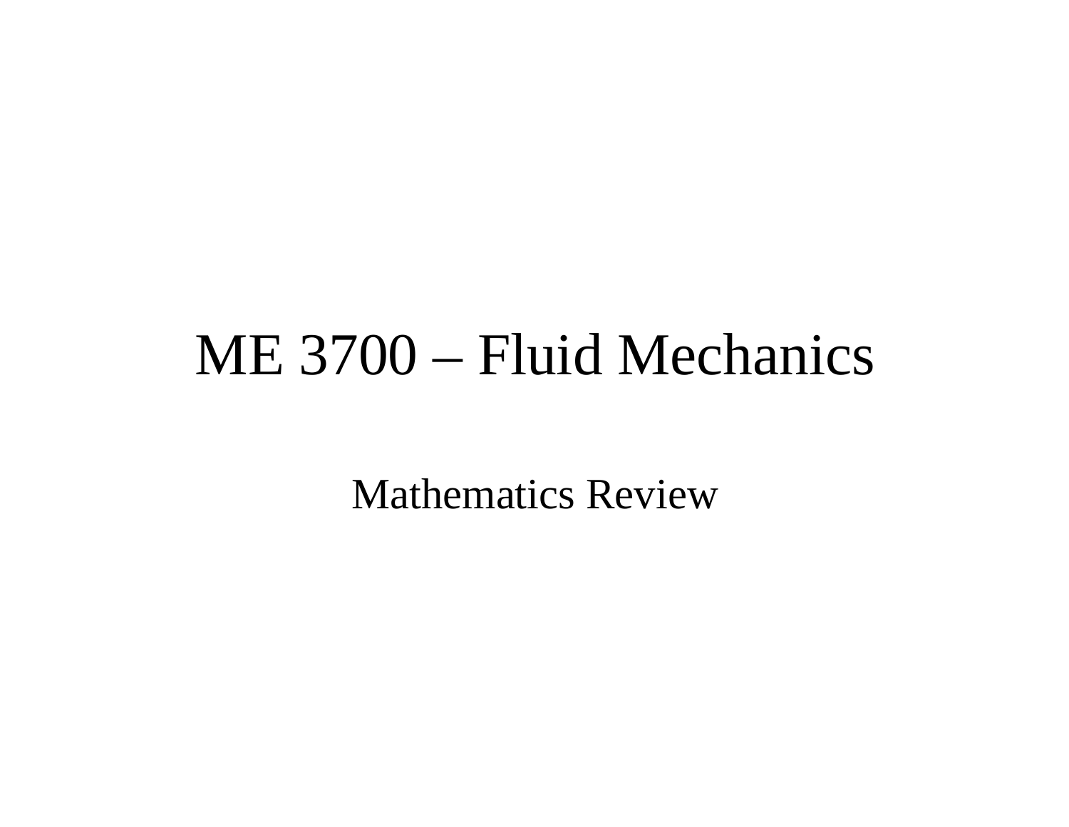# ME 3700 – Fluid Mechanics

Mathematics Review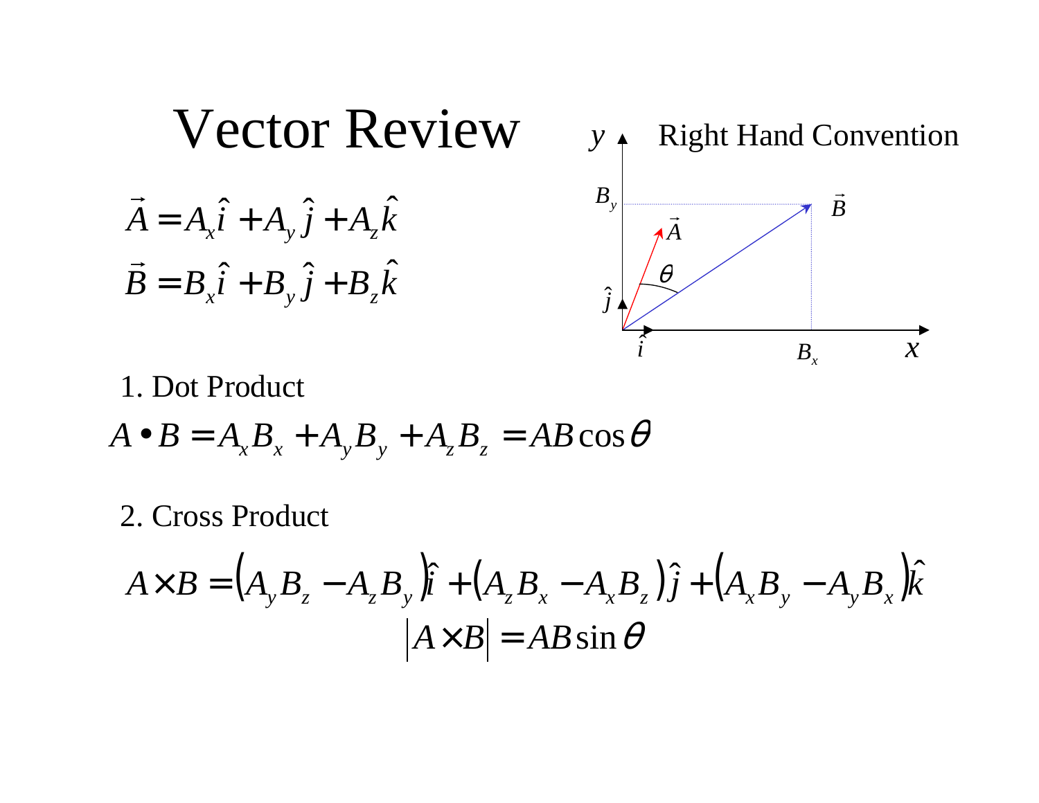# Vector Review

$$\vec{A} = A_x\hat{i} + A_y\hat{j} + A_z\hat{k}$$

$$\vec{B} = B_x\hat{i} + B_y\hat{j} + B_z\hat{k}$$

Right Hand Convention

1. Dot Product

$$A \bullet B = A_x B_x + A_y B_y + A_z B_z = AB\cos\theta$$

2. Cross Product

$$A \times B = \left(A_y B_z - A_z B_y\right)\hat{i} + \left(A_z B_x - A_x B_z\right)\hat{j} + \left(A_x B_y - A_y B_x\right)\hat{k}$$

$$\left|A \times B\right| = AB\sin\theta$$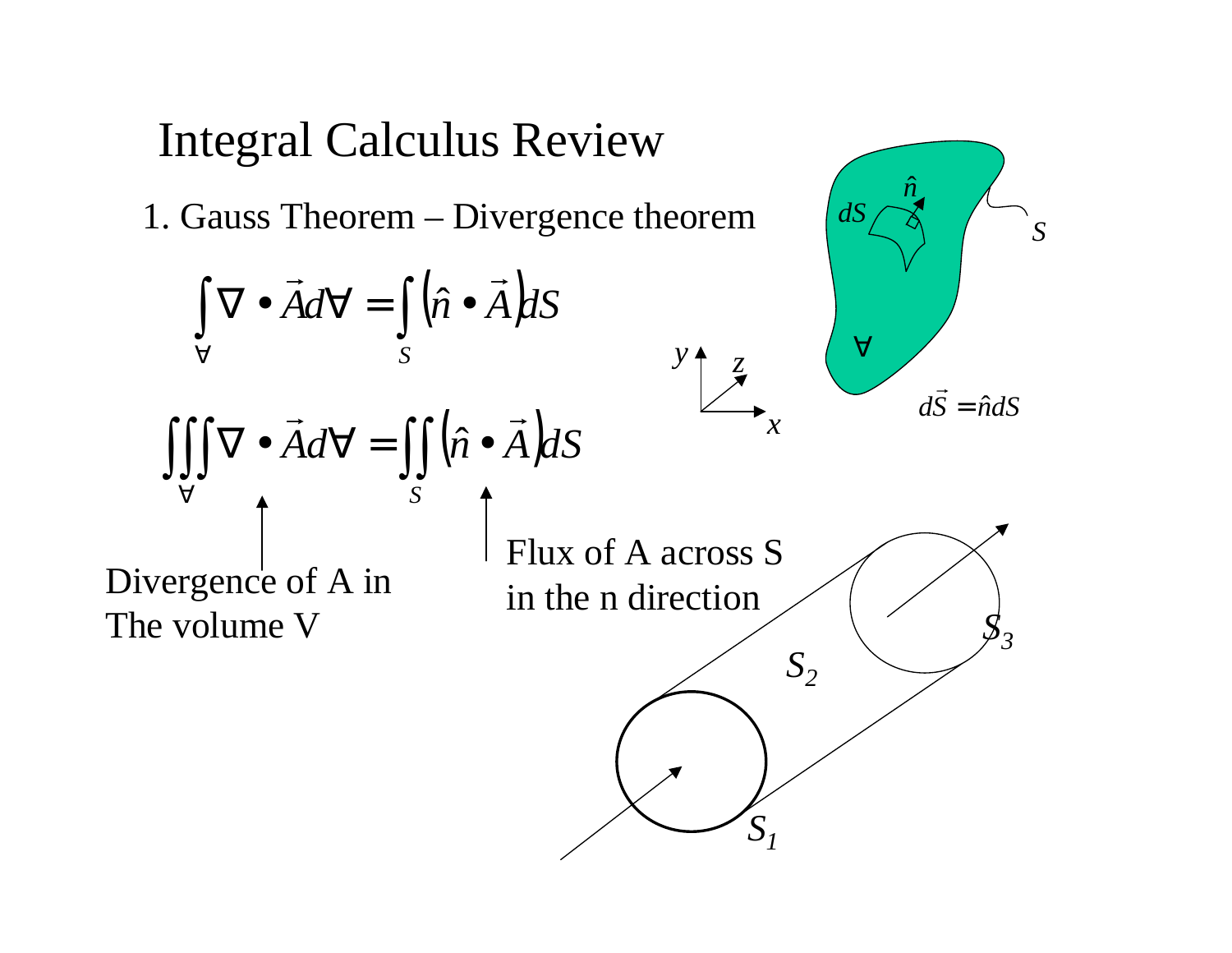# Integral Calculus Review

1. Gauss Theorem – Divergence theorem

$$\int_{\forall} \nabla \bullet \vec{A} d\forall = \int_{S} \left(\hat{n} \bullet \vec{A}\right) dS$$

$$\iiint_{\forall} \nabla \bullet \vec{A} d\forall = \iint_{S} \left(\hat{n} \bullet \vec{A}\right) dS$$

Divergence of A in The volume V

Flux of A across S in the n direction

$d\vec{S} = \hat{n} dS$

$S_1$, $S_2$, $S_3$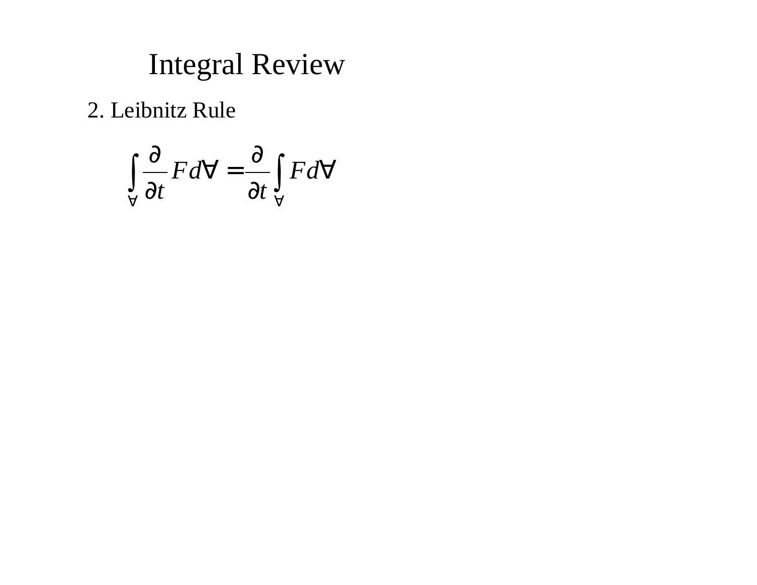# Integral Review

2. Leibnitz Rule

$$\int_{\forall} \frac{\partial}{\partial t} F d\forall = \frac{\partial}{\partial t} \int_{\forall} F d\forall$$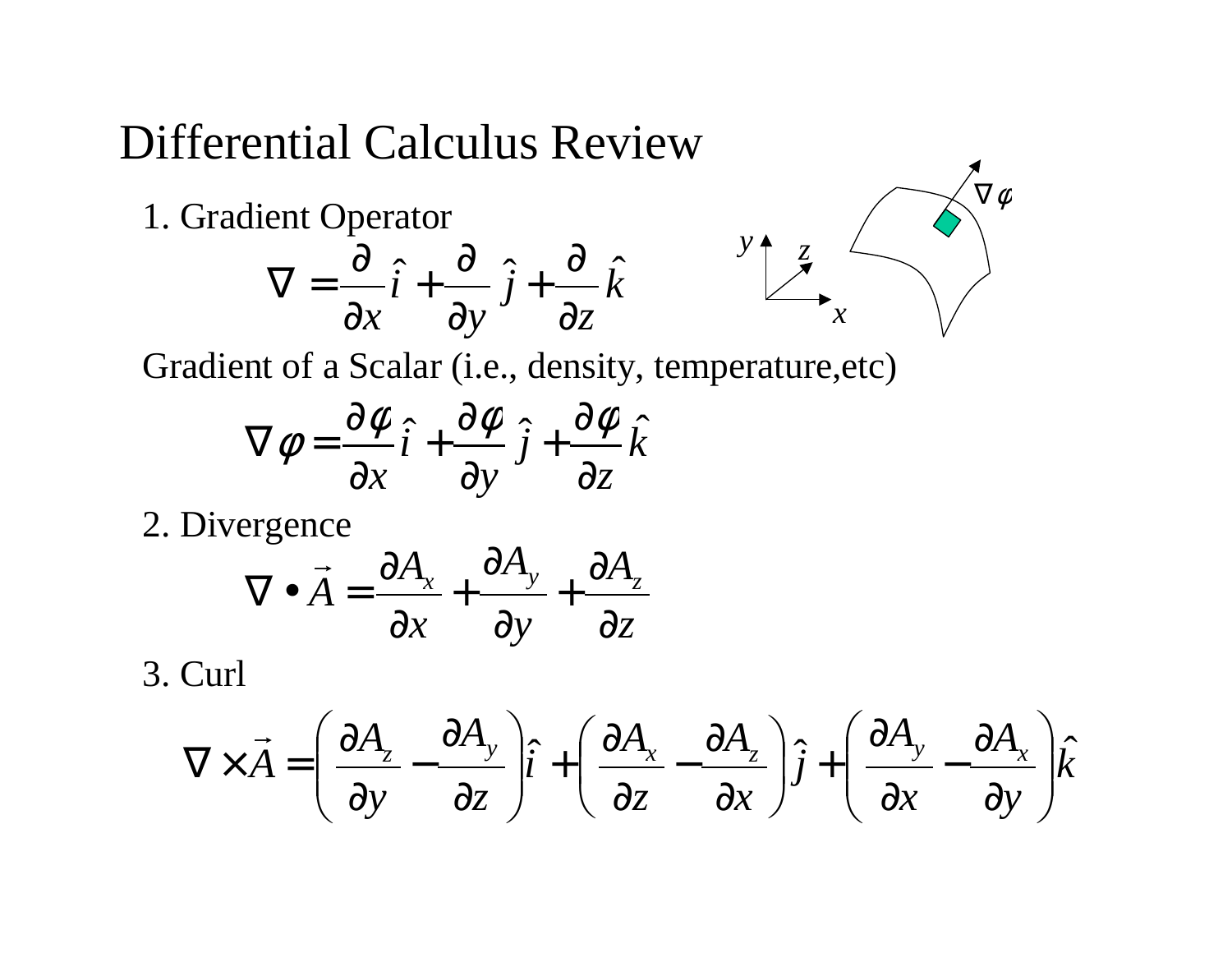# Differential Calculus Review

1. Gradient Operator

$$\nabla = \frac{\partial}{\partial x}\hat{i} + \frac{\partial}{\partial y}\hat{j} + \frac{\partial}{\partial z}\hat{k}$$

Gradient of a Scalar (i.e., density, temperature,etc)

$$\nabla\varphi = \frac{\partial\varphi}{\partial x}\hat{i} + \frac{\partial\varphi}{\partial y}\hat{j} + \frac{\partial\varphi}{\partial z}\hat{k}$$

2. Divergence

$$\nabla \bullet \vec{A} = \frac{\partial A_x}{\partial x} + \frac{\partial A_y}{\partial y} + \frac{\partial A_z}{\partial z}$$

3. Curl

$$\nabla \times \vec{A} = \left(\frac{\partial A_z}{\partial y} - \frac{\partial A_y}{\partial z}\right)\hat{i} + \left(\frac{\partial A_x}{\partial z} - \frac{\partial A_z}{\partial x}\right)\hat{j} + \left(\frac{\partial A_y}{\partial x} - \frac{\partial A_x}{\partial y}\right)\hat{k}$$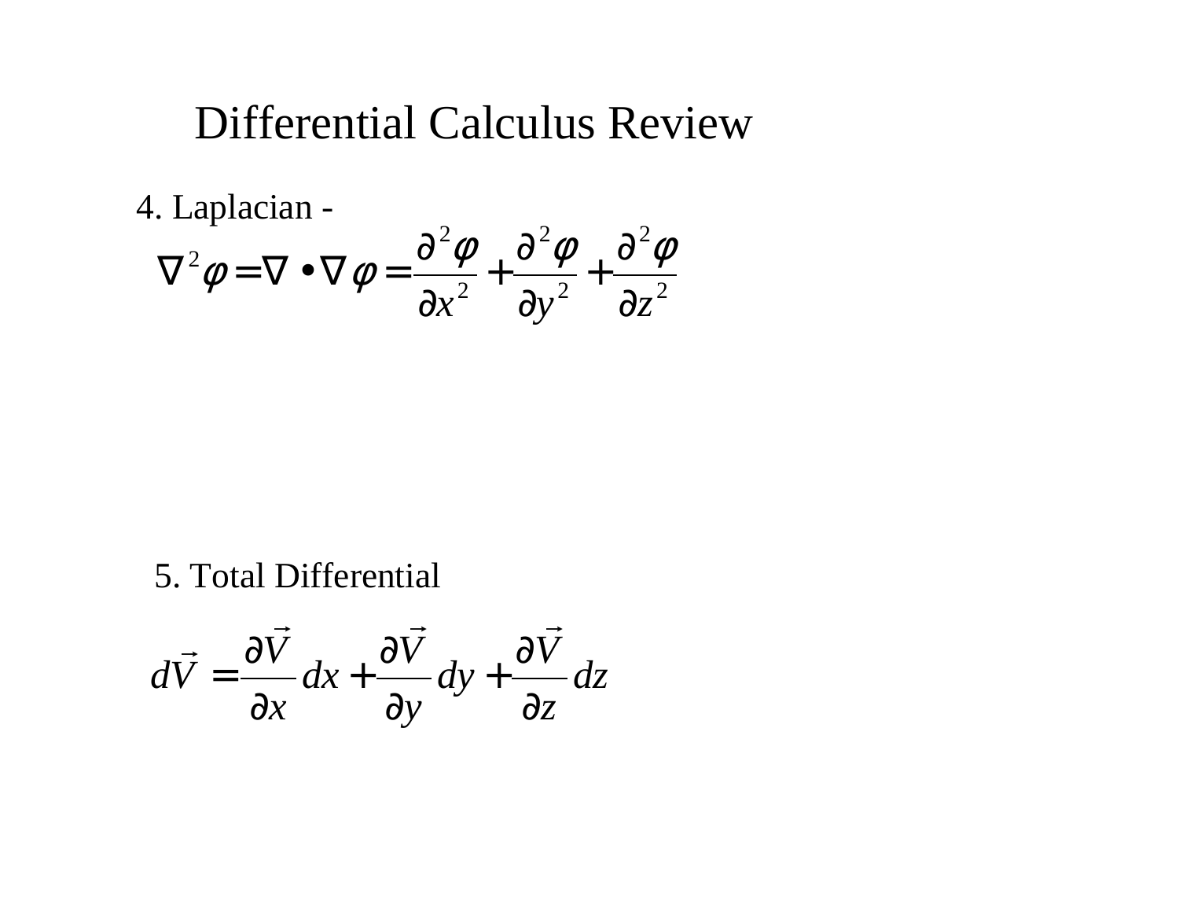# Differential Calculus Review

4. Laplacian -

$$\nabla^2 \varphi = \nabla \bullet \nabla \varphi = \frac{\partial^2 \varphi}{\partial x^2} + \frac{\partial^2 \varphi}{\partial y^2} + \frac{\partial^2 \varphi}{\partial z^2}$$

5. Total Differential

$$d\vec{V} = \frac{\partial \vec{V}}{\partial x} dx + \frac{\partial \vec{V}}{\partial y} dy + \frac{\partial \vec{V}}{\partial z} dz$$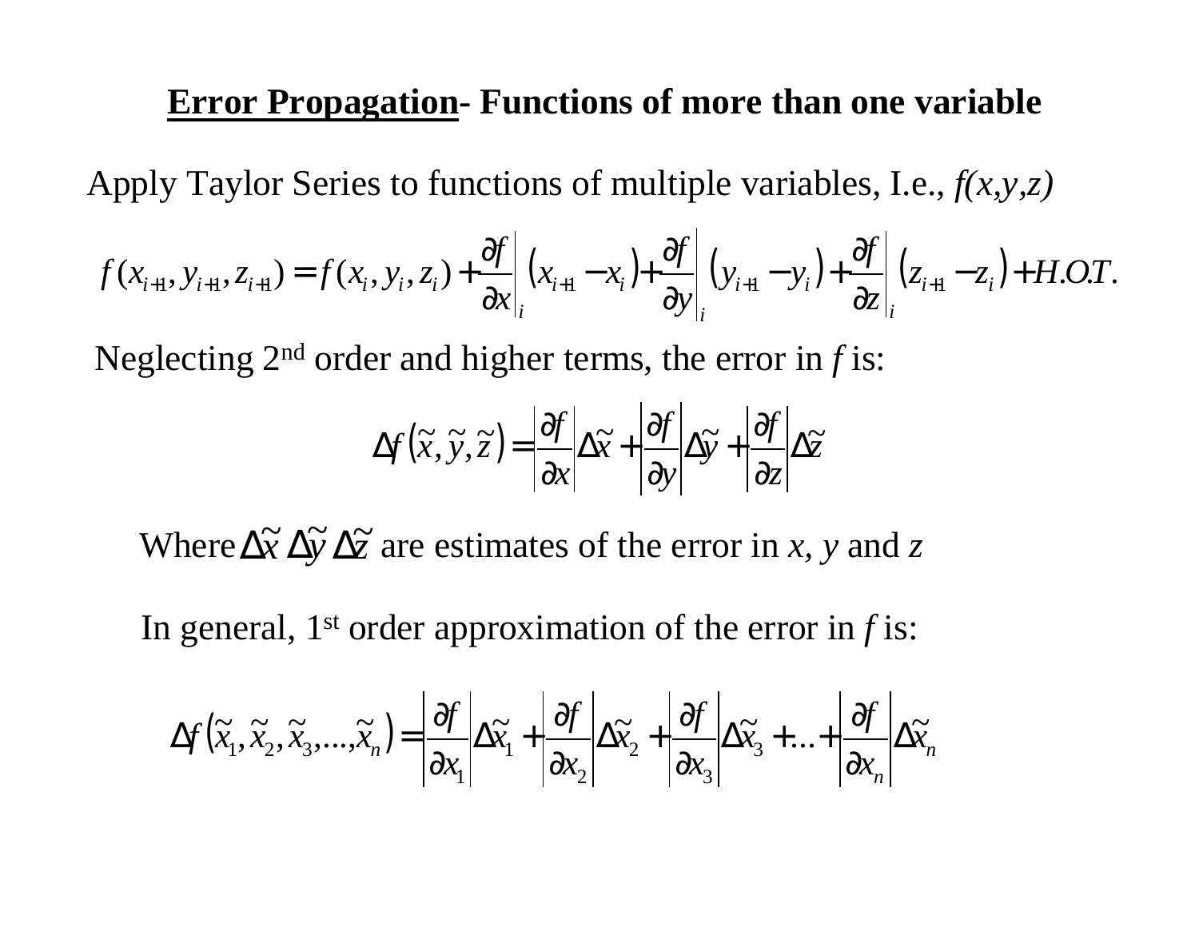# **Error Propagation**- Functions of more than one variable

Apply Taylor Series to functions of multiple variables, I.e., *f(x,y,z)*

$$f(x_{i+1}, y_{i+1}, z_{i+1}) = f(x_i, y_i, z_i) + \left.\frac{\partial f}{\partial x}\right|_i (x_{i+1} - x_i) + \left.\frac{\partial f}{\partial y}\right|_i (y_{i+1} - y_i) + \left.\frac{\partial f}{\partial z}\right|_i (z_{i+1} - z_i) + H.O.T.$$

Neglecting 2nd order and higher terms, the error in *f* is:

$$\Delta f(\tilde{x}, \tilde{y}, \tilde{z}) = \left|\frac{\partial f}{\partial x}\right| \Delta\tilde{x} + \left|\frac{\partial f}{\partial y}\right| \Delta\tilde{y} + \left|\frac{\partial f}{\partial z}\right| \Delta\tilde{z}$$

Where $\Delta\tilde{x}\ \Delta\tilde{y}\ \Delta\tilde{z}$ are estimates of the error in *x*, *y* and *z*

In general, 1st order approximation of the error in *f* is:

$$\Delta f(\tilde{x}_1, \tilde{x}_2, \tilde{x}_3, \ldots, \tilde{x}_n) = \left|\frac{\partial f}{\partial x_1}\right| \Delta\tilde{x}_1 + \left|\frac{\partial f}{\partial x_2}\right| \Delta\tilde{x}_2 + \left|\frac{\partial f}{\partial x_3}\right| \Delta\tilde{x}_3 + \ldots + \left|\frac{\partial f}{\partial x_n}\right| \Delta\tilde{x}_n$$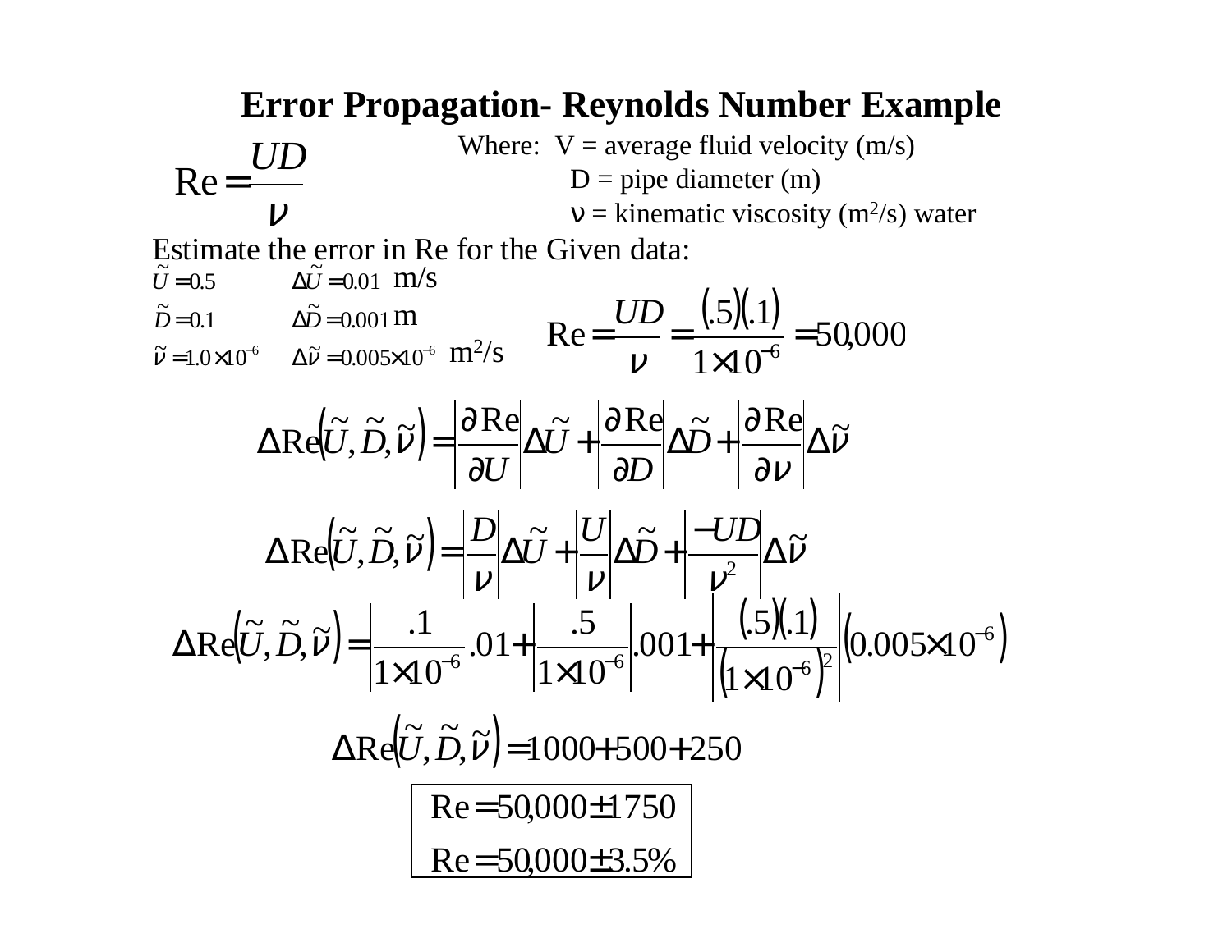# Error Propagation- Reynolds Number Example

$$\mathrm{Re} = \frac{UD}{\nu}$$

Where: V = average fluid velocity (m/s)

D = pipe diameter (m)

$\nu$ = kinematic viscosity ($m^2/s$) water

Estimate the error in Re for the Given data:

$\tilde{U} = 0.5$ $\quad \Delta\tilde{U} = 0.01$ m/s

$\tilde{D} = 0.1$ $\quad \Delta\tilde{D} = 0.001$ m

$\tilde{\nu} = 1.0 \times 10^{-6}$ $\quad \Delta\tilde{\nu} = 0.005 \times 10^{-6}$ $m^2/s$

$$\mathrm{Re} = \frac{UD}{\nu} = \frac{(.5)(.1)}{1 \times 10^{-6}} = 50{,}000$$

$$\Delta\mathrm{Re}(\tilde{U}, \tilde{D}, \tilde{\nu}) = \left|\frac{\partial \mathrm{Re}}{\partial U}\right| \Delta\tilde{U} + \left|\frac{\partial \mathrm{Re}}{\partial D}\right| \Delta\tilde{D} + \left|\frac{\partial \mathrm{Re}}{\partial \nu}\right| \Delta\tilde{\nu}$$

$$\Delta\mathrm{Re}(\tilde{U}, \tilde{D}, \tilde{\nu}) = \left|\frac{D}{\nu}\right| \Delta\tilde{U} + \left|\frac{U}{\nu}\right| \Delta\tilde{D} + \left|\frac{-UD}{\nu^2}\right| \Delta\tilde{\nu}$$

$$\Delta\mathrm{Re}(\tilde{U}, \tilde{D}, \tilde{\nu}) = \left|\frac{.1}{1 \times 10^{-6}}\right| .01 + \left|\frac{.5}{1 \times 10^{-6}}\right| .001 + \left|\frac{(.5)(.1)}{(1 \times 10^{-6})^2}\right| (0.005 \times 10^{-6})$$

$$\Delta\mathrm{Re}(\tilde{U}, \tilde{D}, \tilde{\nu}) = 1000 + 500 + 250$$

$$\mathrm{Re} = 50{,}000 \pm 1750$$

$$\mathrm{Re} = 50{,}000 \pm 3.5\%$$